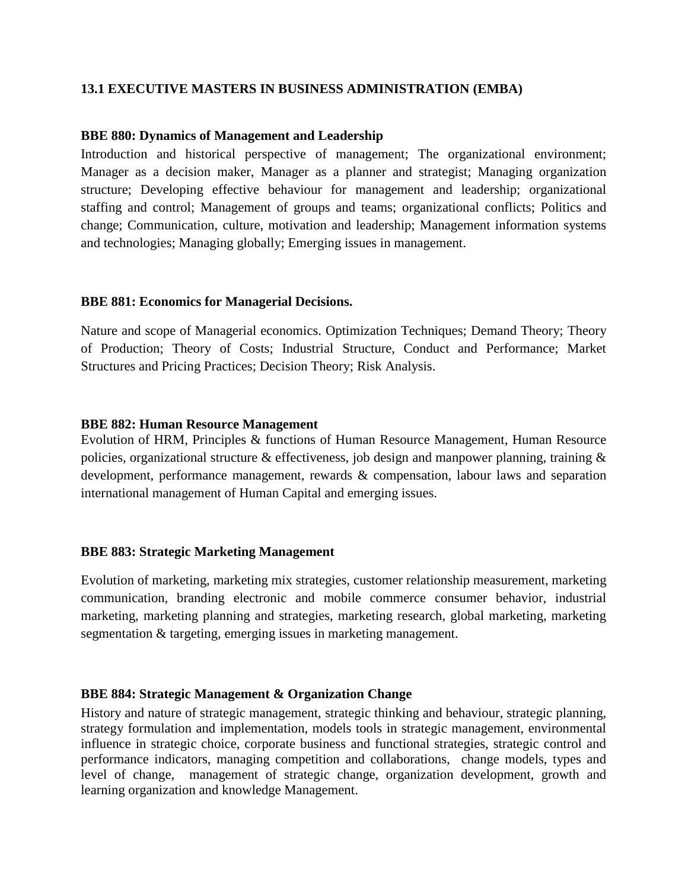## 13.1 EXECUTIVE MASTERS IN BUSINESS ADMINISTRATION (EMBA)

### BBE 880: Dynamics of Management and Leadership

Introduction and historical perspective of management; The organizational environment; Manager as a decision maker, Manager as a planner and strategist; Managing organization structure; Developing effective behaviour for management and leadership; organizational staffing and control; Management of groups and teams; organizational conflicts; Politics and change; Communication, culture, motivation and leadership; Management information systems and technologies; Managing globally; Emerging issues in management.

### BBE 881: Economics for Managerial Decisions.

Nature and scope of Managerial economics. Optimization Techniques; Demand Theory; Theory of Production; Theory of Costs; Industrial Structure, Conduct and Performance; Market Structures and Pricing Practices; Decision Theory; Risk Analysis.

### BBE 882: Human Resource Management

Evolution of HRM, Principles & functions of Human Resource Management, Human Resource policies, organizational structure & effectiveness, job design and manpower planning, training & development, performance management, rewards & compensation, labour laws and separation international management of Human Capital and emerging issues.

### BBE 883: Strategic Marketing Management

Evolution of marketing, marketing mix strategies, customer relationship measurement, marketing communication, branding electronic and mobile commerce consumer behavior, industrial marketing, marketing planning and strategies, marketing research, global marketing, marketing segmentation & targeting, emerging issues in marketing management.

### BBE 884: Strategic Management & Organization Change

History and nature of strategic management, strategic thinking and behaviour, strategic planning, strategy formulation and implementation, models tools in strategic management, environmental influence in strategic choice, corporate business and functional strategies, strategic control and performance indicators, managing competition and collaborations, change models, types and level of change, management of strategic change, organization development, growth and learning organization and knowledge Management.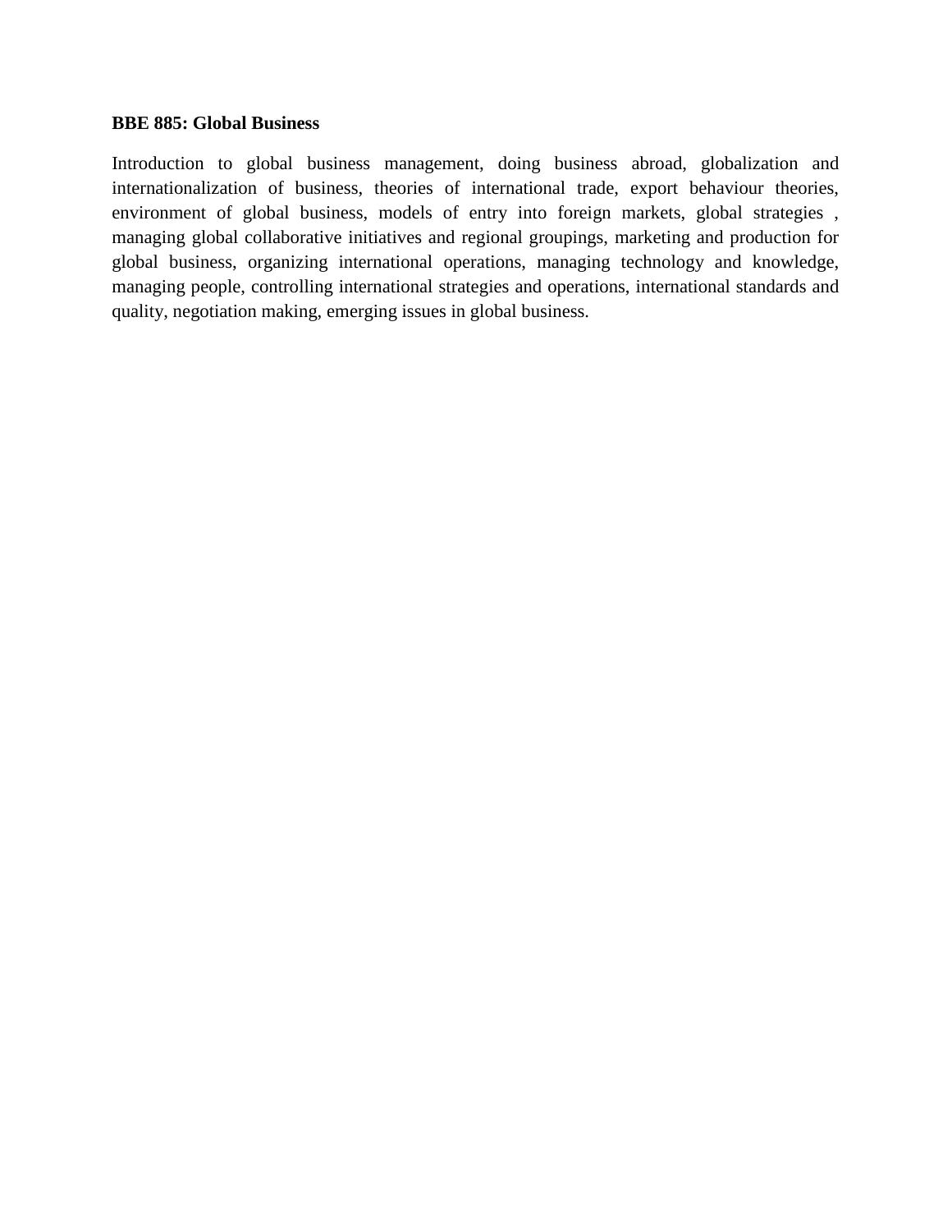**BBE 885: Global Business**

Introduction to global business management, doing business abroad, globalization and internationalization of business, theories of international trade, export behaviour theories, environment of global business, models of entry into foreign markets, global strategies , managing global collaborative initiatives and regional groupings, marketing and production for global business, organizing international operations, managing technology and knowledge, managing people, controlling international strategies and operations, international standards and quality, negotiation making, emerging issues in global business.